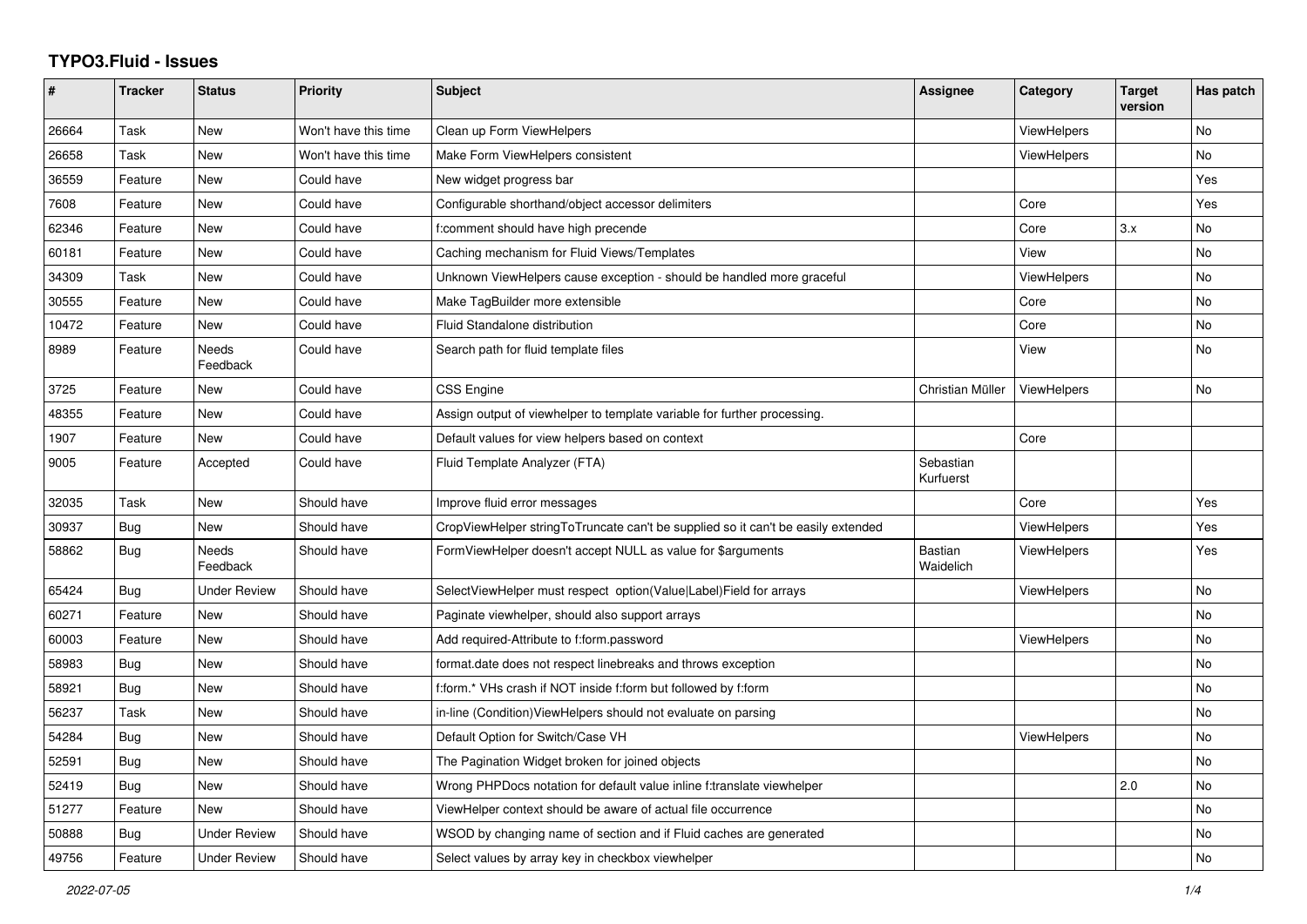# TYPO3.Fluid - Issues

| # | Tracker | Status | Priority | Subject | Assignee | Category | Target version | Has patch |
|---|---|---|---|---|---|---|---|---|
| 26664 | Task | New | Won't have this time | Clean up Form ViewHelpers | | ViewHelpers | | No |
| 26658 | Task | New | Won't have this time | Make Form ViewHelpers consistent | | ViewHelpers | | No |
| 36559 | Feature | New | Could have | New widget progress bar | | | | Yes |
| 7608 | Feature | New | Could have | Configurable shorthand/object accessor delimiters | | Core | | Yes |
| 62346 | Feature | New | Could have | f:comment should have high precende | | Core | 3.x | No |
| 60181 | Feature | New | Could have | Caching mechanism for Fluid Views/Templates | | View | | No |
| 34309 | Task | New | Could have | Unknown ViewHelpers cause exception - should be handled more graceful | | ViewHelpers | | No |
| 30555 | Feature | New | Could have | Make TagBuilder more extensible | | Core | | No |
| 10472 | Feature | New | Could have | Fluid Standalone distribution | | Core | | No |
| 8989 | Feature | Needs Feedback | Could have | Search path for fluid template files | | View | | No |
| 3725 | Feature | New | Could have | CSS Engine | Christian Müller | ViewHelpers | | No |
| 48355 | Feature | New | Could have | Assign output of viewhelper to template variable for further processing. | | | | |
| 1907 | Feature | New | Could have | Default values for view helpers based on context | | Core | | |
| 9005 | Feature | Accepted | Could have | Fluid Template Analyzer (FTA) | Sebastian Kurfuerst | | | |
| 32035 | Task | New | Should have | Improve fluid error messages | | Core | | Yes |
| 30937 | Bug | New | Should have | CropViewHelper stringToTruncate can't be supplied so it can't be easily extended | | ViewHelpers | | Yes |
| 58862 | Bug | Needs Feedback | Should have | FormViewHelper doesn't accept NULL as value for $arguments | Bastian Waidelich | ViewHelpers | | Yes |
| 65424 | Bug | Under Review | Should have | SelectViewHelper must respect option(Value\|Label)Field for arrays | | ViewHelpers | | No |
| 60271 | Feature | New | Should have | Paginate viewhelper, should also support arrays | | | | No |
| 60003 | Feature | New | Should have | Add required-Attribute to f:form.password | | ViewHelpers | | No |
| 58983 | Bug | New | Should have | format.date does not respect linebreaks and throws exception | | | | No |
| 58921 | Bug | New | Should have | f:form.* VHs crash if NOT inside f:form but followed by f:form | | | | No |
| 56237 | Task | New | Should have | in-line (Condition)ViewHelpers should not evaluate on parsing | | | | No |
| 54284 | Bug | New | Should have | Default Option for Switch/Case VH | | ViewHelpers | | No |
| 52591 | Bug | New | Should have | The Pagination Widget broken for joined objects | | | | No |
| 52419 | Bug | New | Should have | Wrong PHPDocs notation for default value inline f:translate viewhelper | | | 2.0 | No |
| 51277 | Feature | New | Should have | ViewHelper context should be aware of actual file occurrence | | | | No |
| 50888 | Bug | Under Review | Should have | WSOD by changing name of section and if Fluid caches are generated | | | | No |
| 49756 | Feature | Under Review | Should have | Select values by array key in checkbox viewhelper | | | | No |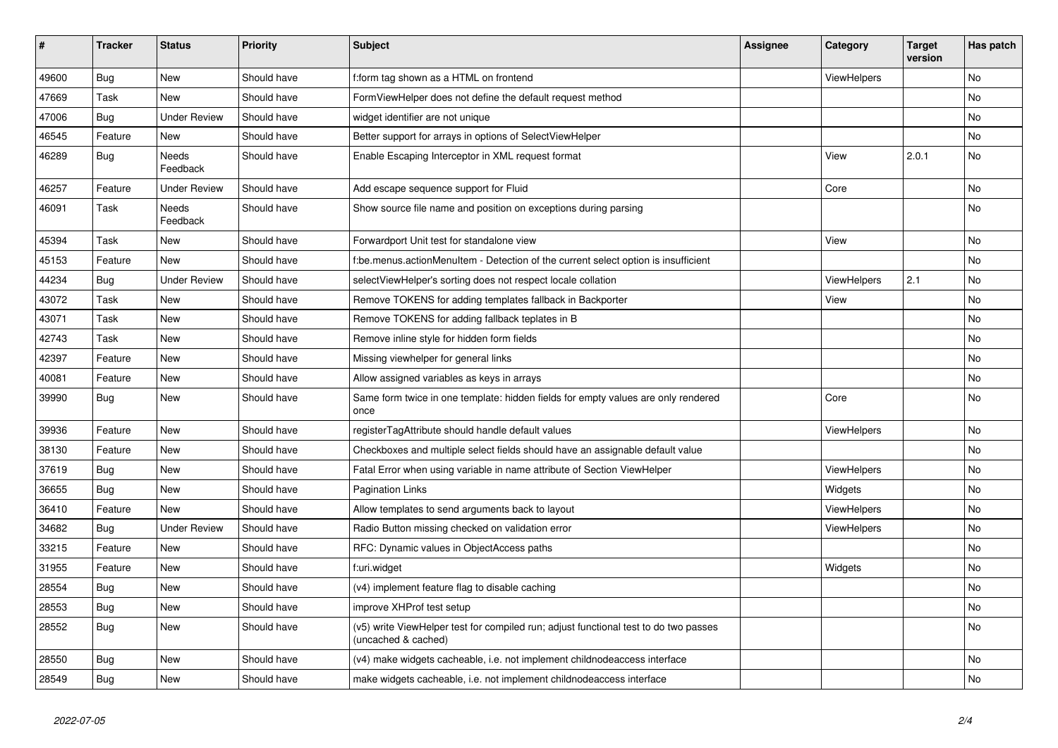| # | Tracker | Status | Priority | Subject | Assignee | Category | Target version | Has patch |
|---|---|---|---|---|---|---|---|---|
| 49600 | Bug | New | Should have | f:form tag shown as a HTML on frontend | | ViewHelpers | | No |
| 47669 | Task | New | Should have | FormViewHelper does not define the default request method | | | | No |
| 47006 | Bug | Under Review | Should have | widget identifier are not unique | | | | No |
| 46545 | Feature | New | Should have | Better support for arrays in options of SelectViewHelper | | | | No |
| 46289 | Bug | Needs Feedback | Should have | Enable Escaping Interceptor in XML request format | | View | 2.0.1 | No |
| 46257 | Feature | Under Review | Should have | Add escape sequence support for Fluid | | Core | | No |
| 46091 | Task | Needs Feedback | Should have | Show source file name and position on exceptions during parsing | | | | No |
| 45394 | Task | New | Should have | Forwardport Unit test for standalone view | | View | | No |
| 45153 | Feature | New | Should have | f:be.menus.actionMenuItem - Detection of the current select option is insufficient | | | | No |
| 44234 | Bug | Under Review | Should have | selectViewHelper's sorting does not respect locale collation | | ViewHelpers | 2.1 | No |
| 43072 | Task | New | Should have | Remove TOKENS for adding templates fallback in Backporter | | View | | No |
| 43071 | Task | New | Should have | Remove TOKENS for adding fallback teplates in B | | | | No |
| 42743 | Task | New | Should have | Remove inline style for hidden form fields | | | | No |
| 42397 | Feature | New | Should have | Missing viewhelper for general links | | | | No |
| 40081 | Feature | New | Should have | Allow assigned variables as keys in arrays | | | | No |
| 39990 | Bug | New | Should have | Same form twice in one template: hidden fields for empty values are only rendered once | | Core | | No |
| 39936 | Feature | New | Should have | registerTagAttribute should handle default values | | ViewHelpers | | No |
| 38130 | Feature | New | Should have | Checkboxes and multiple select fields should have an assignable default value | | | | No |
| 37619 | Bug | New | Should have | Fatal Error when using variable in name attribute of Section ViewHelper | | ViewHelpers | | No |
| 36655 | Bug | New | Should have | Pagination Links | | Widgets | | No |
| 36410 | Feature | New | Should have | Allow templates to send arguments back to layout | | ViewHelpers | | No |
| 34682 | Bug | Under Review | Should have | Radio Button missing checked on validation error | | ViewHelpers | | No |
| 33215 | Feature | New | Should have | RFC: Dynamic values in ObjectAccess paths | | | | No |
| 31955 | Feature | New | Should have | f:uri.widget | | Widgets | | No |
| 28554 | Bug | New | Should have | (v4) implement feature flag to disable caching | | | | No |
| 28553 | Bug | New | Should have | improve XHProf test setup | | | | No |
| 28552 | Bug | New | Should have | (v5) write ViewHelper test for compiled run; adjust functional test to do two passes (uncached & cached) | | | | No |
| 28550 | Bug | New | Should have | (v4) make widgets cacheable, i.e. not implement childnodeaccess interface | | | | No |
| 28549 | Bug | New | Should have | make widgets cacheable, i.e. not implement childnodeaccess interface | | | | No |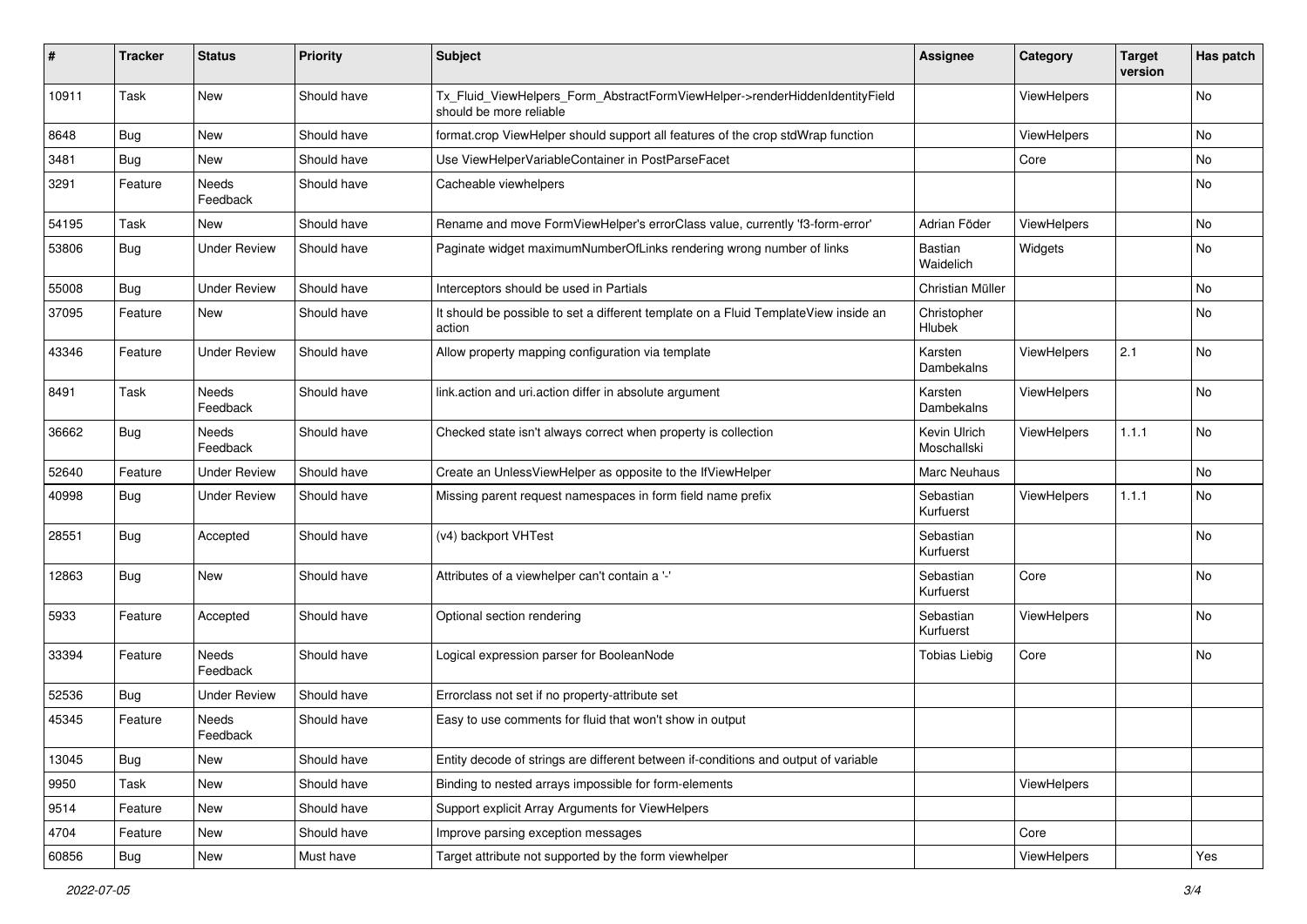| # | Tracker | Status | Priority | Subject | Assignee | Category | Target version | Has patch |
|---|---|---|---|---|---|---|---|---|
| 10911 | Task | New | Should have | Tx_Fluid_ViewHelpers_Form_AbstractFormViewHelper->renderHiddenIdentityField should be more reliable | | ViewHelpers | | No |
| 8648 | Bug | New | Should have | format.crop ViewHelper should support all features of the crop stdWrap function | | ViewHelpers | | No |
| 3481 | Bug | New | Should have | Use ViewHelperVariableContainer in PostParseFacet | | Core | | No |
| 3291 | Feature | Needs Feedback | Should have | Cacheable viewhelpers | | | | No |
| 54195 | Task | New | Should have | Rename and move FormViewHelper's errorClass value, currently 'f3-form-error' | Adrian Föder | ViewHelpers | | No |
| 53806 | Bug | Under Review | Should have | Paginate widget maximumNumberOfLinks rendering wrong number of links | Bastian Waidelich | Widgets | | No |
| 55008 | Bug | Under Review | Should have | Interceptors should be used in Partials | Christian Müller | | | No |
| 37095 | Feature | New | Should have | It should be possible to set a different template on a Fluid TemplateView inside an action | Christopher Hlubek | | | No |
| 43346 | Feature | Under Review | Should have | Allow property mapping configuration via template | Karsten Dambekalns | ViewHelpers | 2.1 | No |
| 8491 | Task | Needs Feedback | Should have | link.action and uri.action differ in absolute argument | Karsten Dambekalns | ViewHelpers | | No |
| 36662 | Bug | Needs Feedback | Should have | Checked state isn't always correct when property is collection | Kevin Ulrich Moschallski | ViewHelpers | 1.1.1 | No |
| 52640 | Feature | Under Review | Should have | Create an UnlessViewHelper as opposite to the IfViewHelper | Marc Neuhaus | | | No |
| 40998 | Bug | Under Review | Should have | Missing parent request namespaces in form field name prefix | Sebastian Kurfuerst | ViewHelpers | 1.1.1 | No |
| 28551 | Bug | Accepted | Should have | (v4) backport VHTest | Sebastian Kurfuerst | | | No |
| 12863 | Bug | New | Should have | Attributes of a viewhelper can't contain a '-' | Sebastian Kurfuerst | Core | | No |
| 5933 | Feature | Accepted | Should have | Optional section rendering | Sebastian Kurfuerst | ViewHelpers | | No |
| 33394 | Feature | Needs Feedback | Should have | Logical expression parser for BooleanNode | Tobias Liebig | Core | | No |
| 52536 | Bug | Under Review | Should have | Errorclass not set if no property-attribute set | | | | |
| 45345 | Feature | Needs Feedback | Should have | Easy to use comments for fluid that won't show in output | | | | |
| 13045 | Bug | New | Should have | Entity decode of strings are different between if-conditions and output of variable | | | | |
| 9950 | Task | New | Should have | Binding to nested arrays impossible for form-elements | | ViewHelpers | | |
| 9514 | Feature | New | Should have | Support explicit Array Arguments for ViewHelpers | | | | |
| 4704 | Feature | New | Should have | Improve parsing exception messages | | Core | | |
| 60856 | Bug | New | Must have | Target attribute not supported by the form viewhelper | | ViewHelpers | | Yes |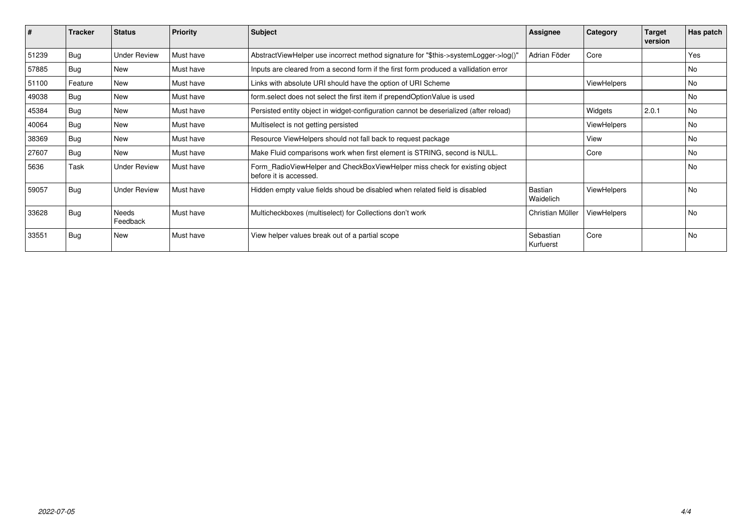| # | Tracker | Status | Priority | Subject | Assignee | Category | Target version | Has patch |
|---|---|---|---|---|---|---|---|---|
| 51239 | Bug | Under Review | Must have | AbstractViewHelper use incorrect method signature for "$this->systemLogger->log()" | Adrian Föder | Core | | Yes |
| 57885 | Bug | New | Must have | Inputs are cleared from a second form if the first form produced a vallidation error | | | | No |
| 51100 | Feature | New | Must have | Links with absolute URI should have the option of URI Scheme | | ViewHelpers | | No |
| 49038 | Bug | New | Must have | form.select does not select the first item if prependOptionValue is used | | | | No |
| 45384 | Bug | New | Must have | Persisted entity object in widget-configuration cannot be deserialized (after reload) | | Widgets | 2.0.1 | No |
| 40064 | Bug | New | Must have | Multiselect is not getting persisted | | ViewHelpers | | No |
| 38369 | Bug | New | Must have | Resource ViewHelpers should not fall back to request package | | View | | No |
| 27607 | Bug | New | Must have | Make Fluid comparisons work when first element is STRING, second is NULL. | | Core | | No |
| 5636 | Task | Under Review | Must have | Form_RadioViewHelper and CheckBoxViewHelper miss check for existing object before it is accessed. | | | | No |
| 59057 | Bug | Under Review | Must have | Hidden empty value fields shoud be disabled when related field is disabled | Bastian Waidelich | ViewHelpers | | No |
| 33628 | Bug | Needs Feedback | Must have | Multicheckboxes (multiselect) for Collections don't work | Christian Müller | ViewHelpers | | No |
| 33551 | Bug | New | Must have | View helper values break out of a partial scope | Sebastian Kurfuerst | Core | | No |